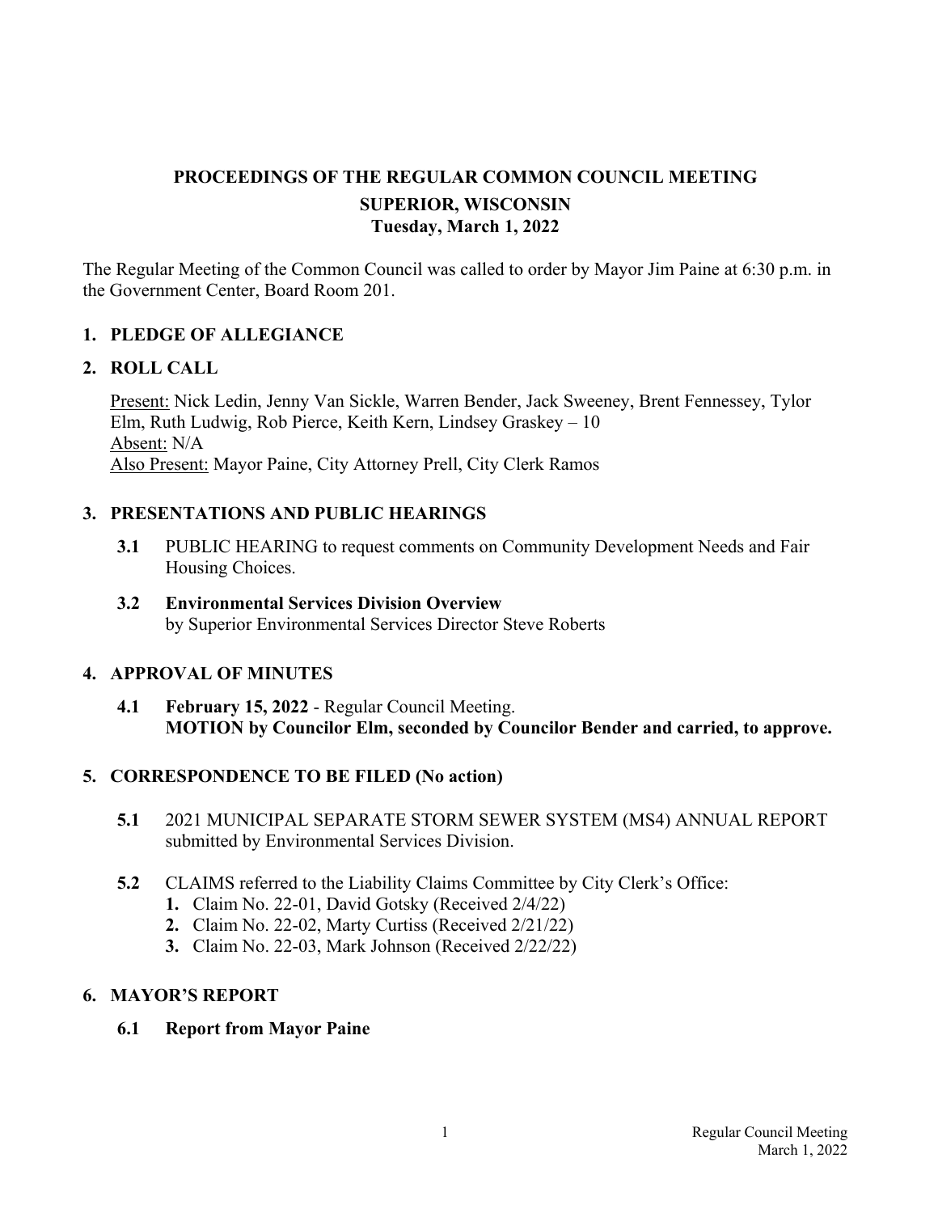# PROCEEDINGS OF THE REGULAR COMMON COUNCIL MEETING

## SUPERIOR, WISCONSIN

### Tuesday, March 1, 2022

The Regular Meeting of the Common Council was called to order by Mayor Jim Paine at 6:30 p.m. in the Government Center, Board Room 201.

## 1. PLEDGE OF ALLEGIANCE

## 2. ROLL CALL

Present: Nick Ledin, Jenny Van Sickle, Warren Bender, Jack Sweeney, Brent Fennessey, Tylor Elm, Ruth Ludwig, Rob Pierce, Keith Kern, Lindsey Graskey – 10
Absent: N/A
Also Present: Mayor Paine, City Attorney Prell, City Clerk Ramos

## 3. PRESENTATIONS AND PUBLIC HEARINGS

**3.1** PUBLIC HEARING to request comments on Community Development Needs and Fair Housing Choices.

**3.2 Environmental Services Division Overview**
by Superior Environmental Services Director Steve Roberts

## 4. APPROVAL OF MINUTES

**4.1 February 15, 2022** - Regular Council Meeting.
**MOTION by Councilor Elm, seconded by Councilor Bender and carried, to approve.**

## 5. CORRESPONDENCE TO BE FILED (No action)

**5.1** 2021 MUNICIPAL SEPARATE STORM SEWER SYSTEM (MS4) ANNUAL REPORT submitted by Environmental Services Division.

**5.2** CLAIMS referred to the Liability Claims Committee by City Clerk's Office:

1. Claim No. 22-01, David Gotsky (Received 2/4/22)
2. Claim No. 22-02, Marty Curtiss (Received 2/21/22)
3. Claim No. 22-03, Mark Johnson (Received 2/22/22)

## 6. MAYOR'S REPORT

**6.1 Report from Mayor Paine**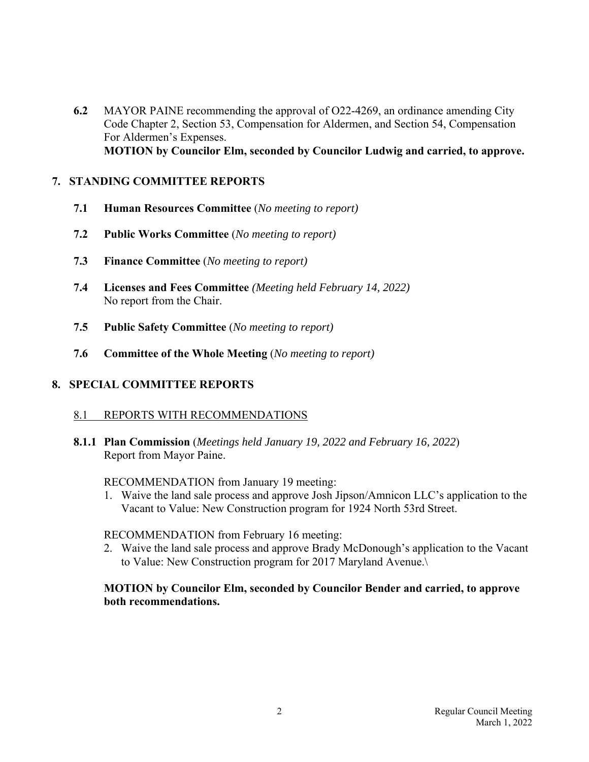**6.2** MAYOR PAINE recommending the approval of O22-4269, an ordinance amending City Code Chapter 2, Section 53, Compensation for Aldermen, and Section 54, Compensation For Aldermen's Expenses.
**MOTION by Councilor Elm, seconded by Councilor Ludwig and carried, to approve.**

## 7. STANDING COMMITTEE REPORTS

**7.1 Human Resources Committee** (*No meeting to report)*

**7.2 Public Works Committee** (*No meeting to report)*

**7.3 Finance Committee** (*No meeting to report)*

**7.4 Licenses and Fees Committee** *(Meeting held February 14, 2022)*
No report from the Chair.

**7.5 Public Safety Committee** (*No meeting to report)*

**7.6 Committee of the Whole Meeting** (*No meeting to report)*

## 8. SPECIAL COMMITTEE REPORTS

8.1 REPORTS WITH RECOMMENDATIONS

**8.1.1 Plan Commission** (*Meetings held January 19, 2022 and February 16, 2022*)
Report from Mayor Paine.

RECOMMENDATION from January 19 meeting:

1. Waive the land sale process and approve Josh Jipson/Amnicon LLC's application to the Vacant to Value: New Construction program for 1924 North 53rd Street.

RECOMMENDATION from February 16 meeting:

2. Waive the land sale process and approve Brady McDonough's application to the Vacant to Value: New Construction program for 2017 Maryland Avenue.\

**MOTION by Councilor Elm, seconded by Councilor Bender and carried, to approve both recommendations.**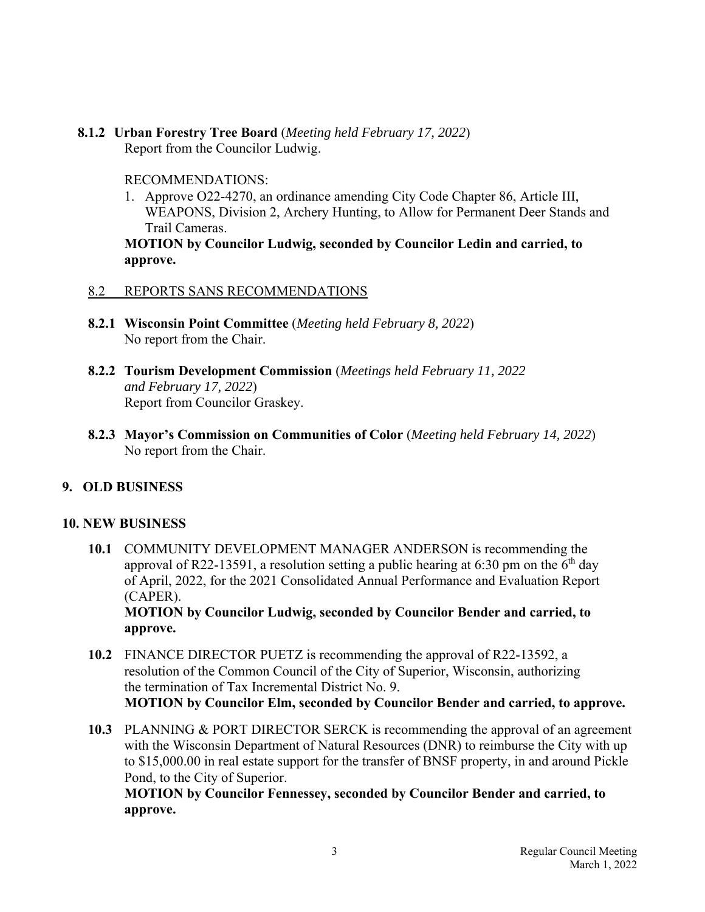**8.1.2 Urban Forestry Tree Board** (*Meeting held February 17, 2022*)
Report from the Councilor Ludwig.

RECOMMENDATIONS:

1. Approve O22-4270, an ordinance amending City Code Chapter 86, Article III, WEAPONS, Division 2, Archery Hunting, to Allow for Permanent Deer Stands and Trail Cameras.

**MOTION by Councilor Ludwig, seconded by Councilor Ledin and carried, to approve.**

8.2 REPORTS SANS RECOMMENDATIONS

**8.2.1 Wisconsin Point Committee** (*Meeting held February 8, 2022*)
No report from the Chair.

**8.2.2 Tourism Development Commission** (*Meetings held February 11, 2022 and February 17, 2022*)
Report from Councilor Graskey.

**8.2.3 Mayor's Commission on Communities of Color** (*Meeting held February 14, 2022*)
No report from the Chair.

## 9. OLD BUSINESS

## 10. NEW BUSINESS

**10.1** COMMUNITY DEVELOPMENT MANAGER ANDERSON is recommending the approval of R22-13591, a resolution setting a public hearing at 6:30 pm on the 6th day of April, 2022, for the 2021 Consolidated Annual Performance and Evaluation Report (CAPER).
**MOTION by Councilor Ludwig, seconded by Councilor Bender and carried, to approve.**

**10.2** FINANCE DIRECTOR PUETZ is recommending the approval of R22-13592, a resolution of the Common Council of the City of Superior, Wisconsin, authorizing the termination of Tax Incremental District No. 9.
**MOTION by Councilor Elm, seconded by Councilor Bender and carried, to approve.**

**10.3** PLANNING & PORT DIRECTOR SERCK is recommending the approval of an agreement with the Wisconsin Department of Natural Resources (DNR) to reimburse the City with up to $15,000.00 in real estate support for the transfer of BNSF property, in and around Pickle Pond, to the City of Superior.
**MOTION by Councilor Fennessey, seconded by Councilor Bender and carried, to approve.**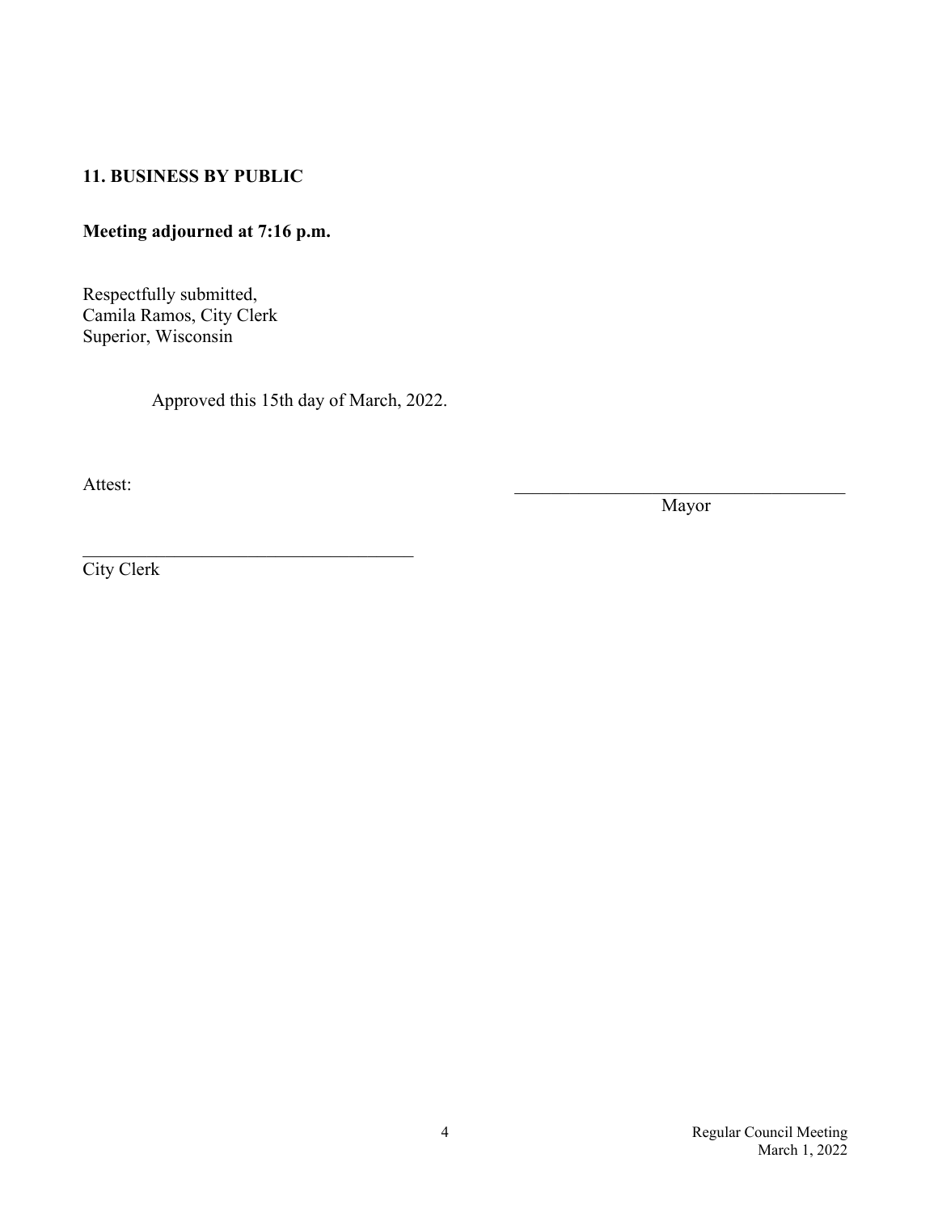**11. BUSINESS BY PUBLIC**

**Meeting adjourned at 7:16 p.m.**

Respectfully submitted,
Camila Ramos, City Clerk
Superior, Wisconsin

Approved this 15th day of March, 2022.

Attest:

\_\_\_\_\_\_\_\_\_\_\_\_\_\_\_\_\_\_\_\_\_\_\_\_\_\_\_\_\_\_\_\_\_\_\_\_
Mayor

\_\_\_\_\_\_\_\_\_\_\_\_\_\_\_\_\_\_\_\_\_\_\_\_\_\_\_\_\_\_\_\_\_\_\_\_
City Clerk